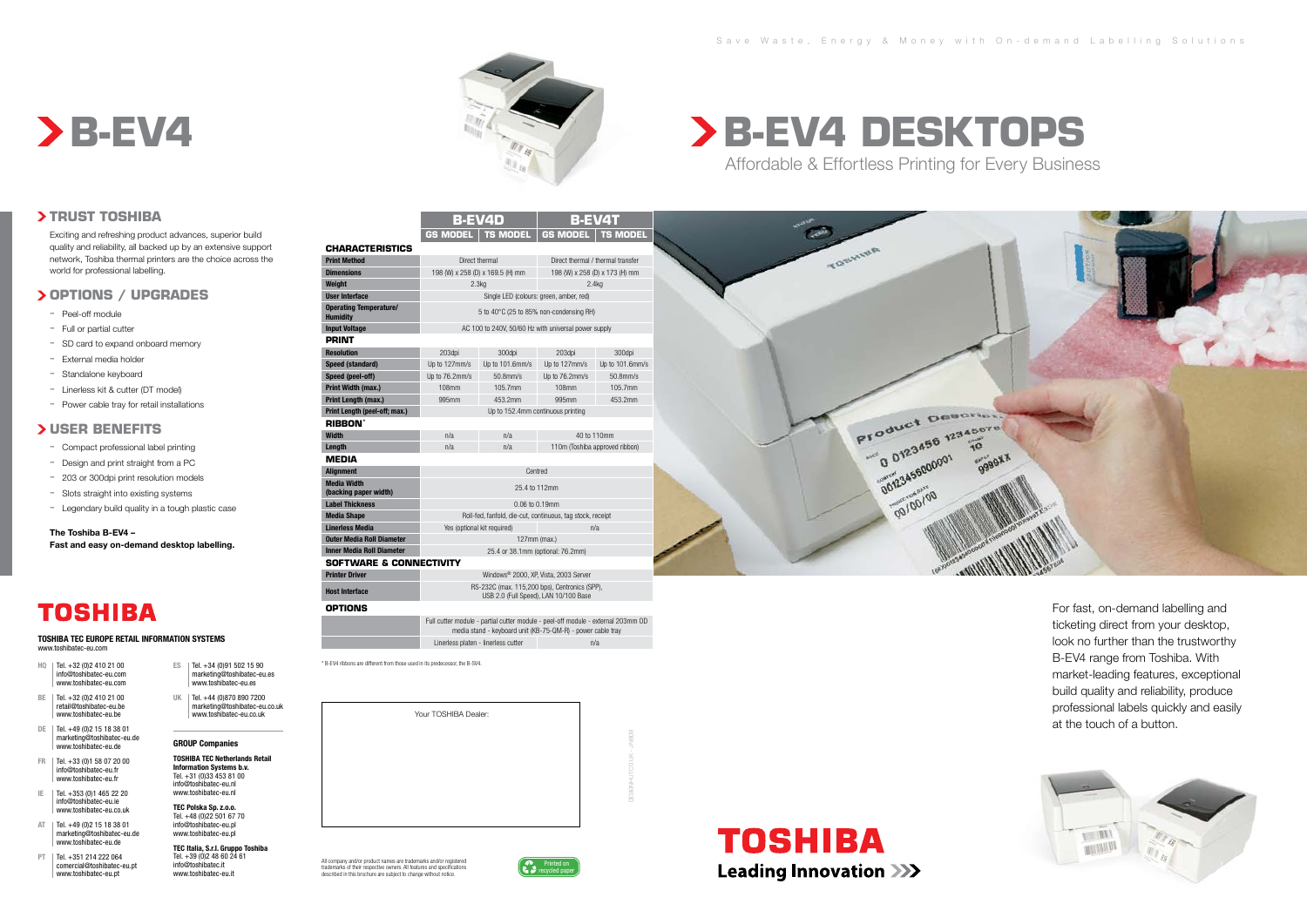# B-EV4

## TRUST TOSHIBA

Exciting and refreshing product advances, superior build quality and reliability, all backed up by an extensive support network, Toshiba thermal printers are the choice across the world for professional labelling.

## OPTIONS / UPGRADES

- Peel-off module
- Full or partial cutter
- SD card to expand onboard memory
- External media holder
- Standalone keyboard
- Linerless kit & cutter (DT model)
- Power cable tray for retail installations

## USER BENEFITS

- Compact professional label printing
- Design and print straight from a PC
- 203 or 300dpi print resolution models
- Slots straight into existing systems
- Legendary build quality in a tough plastic case

**The Toshiba B-EV4 – Fast and easy on-demand desktop labelling.**

**TOSHIBA**

**TOSHIBA TEC EUROPE RETAIL INFORMATION SYSTEMS**
www.toshibatec-eu.com

HQ | Tel. +32 (0)2 410 21 00
info@toshibatec-eu.com
www.toshibatec-eu.com

BE | Tel. +32 (0)2 410 21 00
retail@toshibatec-eu.be
www.toshibatec-eu.be

DE | Tel. +49 (0)2 15 18 38 01
marketing@toshibatec-eu.de
www.toshibatec-eu.de

FR | Tel. +33 (0)1 58 07 20 00
info@toshibatec-eu.fr
www.toshibatec-eu.fr

IE | Tel. +353 (0)1 465 22 20
info@toshibatec-eu.ie
www.toshibatec-eu.co.uk

AT | Tel. +49 (0)2 15 18 38 01
marketing@toshibatec-eu.de
www.toshibatec-eu.de

PT | Tel. +351 214 222 064
comercial@toshibatec-eu.pt
www.toshibatec-eu.pt

ES | Tel. +34 (0)91 502 15 90
marketing@toshibatec-eu.es
www.toshibatec-eu.es

UK | Tel. +44 (0)870 890 7200
marketing@toshibatec-eu.co.uk
www.toshibatec-eu.co.uk

**GROUP Companies**

**TOSHIBA TEC Netherlands Retail Information Systems b.v.**
Tel. +31 (0)33 453 81 00
info@toshibatec-eu.nl
www.toshibatec-eu.nl

**TEC Polska Sp. z.o.o.**
Tel. +48 (0)22 501 67 70
info@toshibatec-eu.pl
www.toshibatec-eu.pl

**TEC Italia, S.r.l. Gruppo Toshiba**
Tel. +39 (0)2 48 60 24 61
info@toshibatec.it
www.toshibatec-eu.it

| | B-EV4D | | B-EV4T | |
|---|---|---|---|---|
| | GS MODEL | TS MODEL | GS MODEL | TS MODEL |
| **CHARACTERISTICS** | | | | |
| Print Method | Direct thermal | | Direct thermal / thermal transfer | |
| Dimensions | 198 (W) x 258 (D) x 169.5 (H) mm | | 198 (W) x 258 (D) x 173 (H) mm | |
| Weight | 2.3kg | | 2.4kg | |
| User Interface | Single LED (colours: green, amber, red) | | | |
| Operating Temperature/ Humidity | 5 to 40°C (25 to 85% non-condensing RH) | | | |
| Input Voltage | AC 100 to 240V, 50/60 Hz with universal power supply | | | |
| **PRINT** | | | | |
| Resolution | 203dpi | 300dpi | 203dpi | 300dpi |
| Speed (standard) | Up to 127mm/s | Up to 101.6mm/s | Up to 127mm/s | Up to 101.6mm/s |
| Speed (peel-off) | Up to 76.2mm/s | 50.8mm/s | Up to 76.2mm/s | 50.8mm/s |
| Print Width (max.) | 108mm | 105.7mm | 108mm | 105.7mm |
| Print Length (max.) | 995mm | 453.2mm | 995mm | 453.2mm |
| Print Length (peel-off; max.) | Up to 152.4mm continuous printing | | | |
| **RIBBON*** | | | | |
| Width | n/a | n/a | 40 to 110mm | |
| Length | n/a | n/a | 110m (Toshiba approved ribbon) | |
| **MEDIA** | | | | |
| Alignment | Centred | | | |
| Media Width (backing paper width) | 25.4 to 112mm | | | |
| Label Thickness | 0.06 to 0.19mm | | | |
| Media Shape | Roll-fed, fanfold, die-cut, continuous, tag stock, receipt | | | |
| Linerless Media | Yes (optional kit required) | | n/a | |
| Outer Media Roll Diameter | 127mm (max.) | | | |
| Inner Media Roll Diameter | 25.4 or 38.1mm (optional: 76.2mm) | | | |
| **SOFTWARE & CONNECTIVITY** | | | | |
| Printer Driver | Windows® 2000, XP, Vista, 2003 Server | | | |
| Host Interface | RS-232C (max. 115,200 bps), Centronics (SPP), USB 2.0 (Full Speed), LAN 10/100 Base | | | |
| **OPTIONS** | | | | |
| | Full cutter module - partial cutter module - peel-off module - external 203mm OD media stand - keyboard unit (KB-75-QM-R) - power cable tray | | | |
| | Linerless platen - linerless cutter | | n/a | |

* B-EV4 ribbons are different from those used in its predecessor, the B-SV4.

Your TOSHIBA Dealer:

All company and/or product names are trademarks and/or registered trademarks of their respective owners. All features and specifications described in this brochure are subject to change without notice.

Printed on recycled paper

Save Waste, Energy & Money with On-demand Labelling Solutions

# B-EV4 DESKTOPS

Affordable & Effortless Printing for Every Business

For fast, on-demand labelling and ticketing direct from your desktop, look no further than the trustworthy B-EV4 range from Toshiba. With market-leading features, exceptional build quality and reliability, produce professional labels quickly and easily at the touch of a button.

**TOSHIBA**
**Leading Innovation >>>**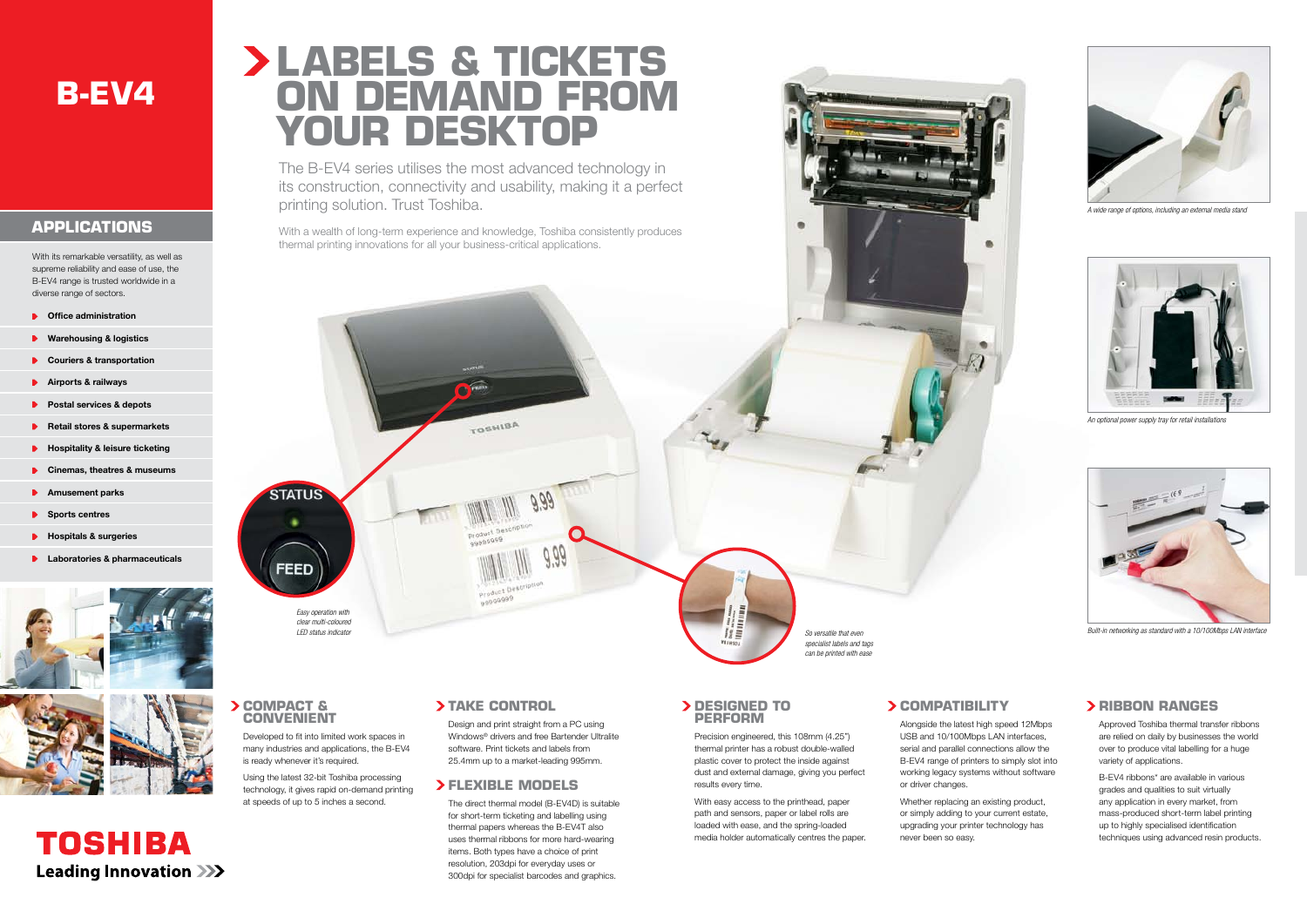# B-EV4

## APPLICATIONS

With its remarkable versatility, as well as supreme reliability and ease of use, the B-EV4 range is trusted worldwide in a diverse range of sectors.

- Office administration
- Warehousing & logistics
- Couriers & transportation
- Airports & railways
- Postal services & depots
- Retail stores & supermarkets
- Hospitality & leisure ticketing
- Cinemas, theatres & museums
- Amusement parks
- Sports centres
- Hospitals & surgeries
- Laboratories & pharmaceuticals

**TOSHIBA**
**Leading Innovation >>>**

# LABELS & TICKETS ON DEMAND FROM YOUR DESKTOP

The B-EV4 series utilises the most advanced technology in its construction, connectivity and usability, making it a perfect printing solution. Trust Toshiba.

With a wealth of long-term experience and knowledge, Toshiba consistently produces thermal printing innovations for all your business-critical applications.

STATUS

FEED

*Easy operation with clear multi-coloured LED status indicator*

*So versatile that even specialist labels and tags can be printed with ease*

*A wide range of options, including an external media stand*

*An optional power supply tray for retail installations*

*Built-in networking as standard with a 10/100Mbps LAN interface*

## COMPACT & CONVENIENT

Developed to fit into limited work spaces in many industries and applications, the B-EV4 is ready whenever it's required.

Using the latest 32-bit Toshiba processing technology, it gives rapid on-demand printing at speeds of up to 5 inches a second.

## TAKE CONTROL

Design and print straight from a PC using Windows® drivers and free Bartender Ultralite software. Print tickets and labels from 25.4mm up to a market-leading 995mm.

## FLEXIBLE MODELS

The direct thermal model (B-EV4D) is suitable for short-term ticketing and labelling using thermal papers whereas the B-EV4T also uses thermal ribbons for more hard-wearing items. Both types have a choice of print resolution, 203dpi for everyday uses or 300dpi for specialist barcodes and graphics.

## DESIGNED TO PERFORM

Precision engineered, this 108mm (4.25") thermal printer has a robust double-walled plastic cover to protect the inside against dust and external damage, giving you perfect results every time.

With easy access to the printhead, paper path and sensors, paper or label rolls are loaded with ease, and the spring-loaded media holder automatically centres the paper.

## COMPATIBILITY

Alongside the latest high speed 12Mbps USB and 10/100Mbps LAN interfaces, serial and parallel connections allow the B-EV4 range of printers to simply slot into working legacy systems without software or driver changes.

Whether replacing an existing product, or simply adding to your current estate, upgrading your printer technology has never been so easy.

## RIBBON RANGES

Approved Toshiba thermal transfer ribbons are relied on daily by businesses the world over to produce vital labelling for a huge variety of applications.

B-EV4 ribbons* are available in various grades and qualities to suit virtually any application in every market, from mass-produced short-term label printing up to highly specialised identification techniques using advanced resin products.